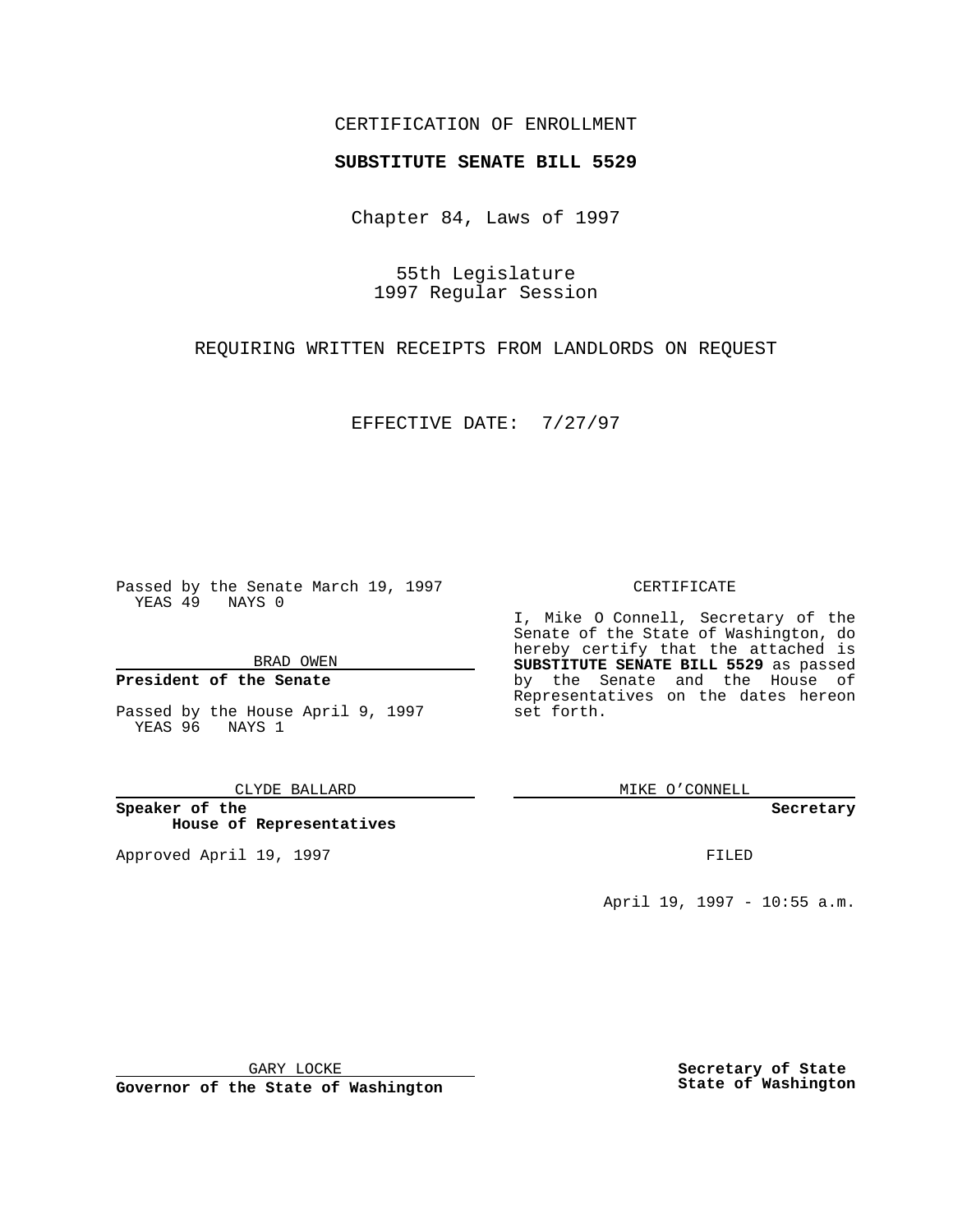CERTIFICATION OF ENROLLMENT

**SUBSTITUTE SENATE BILL 5529**

Chapter 84, Laws of 1997

55th Legislature
1997 Regular Session

REQUIRING WRITTEN RECEIPTS FROM LANDLORDS ON REQUEST

EFFECTIVE DATE: 7/27/97

Passed by the Senate March 19, 1997
YEAS 49 NAYS 0

BRAD OWEN

**President of the Senate**

Passed by the House April 9, 1997
YEAS 96 NAYS 1

CLYDE BALLARD

**Speaker of the House of Representatives**

Approved April 19, 1997

GARY LOCKE

**Governor of the State of Washington**

CERTIFICATE

I, Mike O Connell, Secretary of the Senate of the State of Washington, do hereby certify that the attached is **SUBSTITUTE SENATE BILL 5529** as passed by the Senate and the House of Representatives on the dates hereon set forth.

MIKE O'CONNELL

**Secretary**

FILED

April 19, 1997 - 10:55 a.m.

**Secretary of State**
**State of Washington**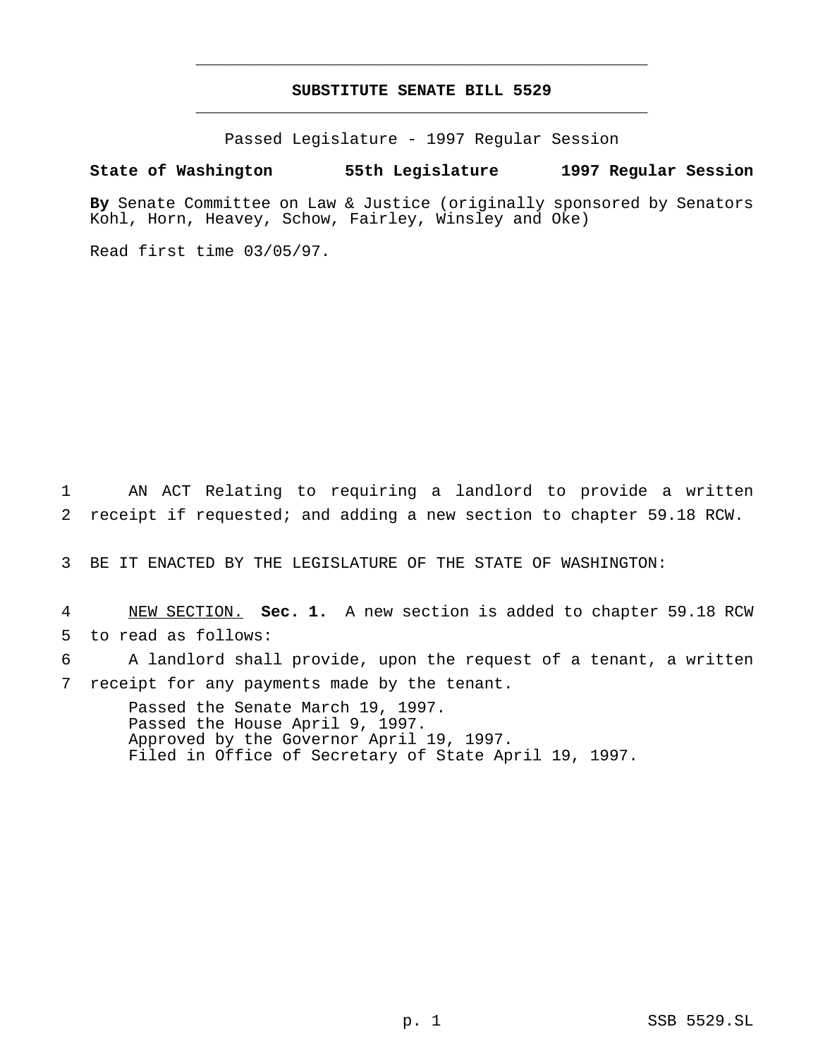# SUBSTITUTE SENATE BILL 5529

Passed Legislature - 1997 Regular Session

**State of Washington 55th Legislature 1997 Regular Session**

**By** Senate Committee on Law & Justice (originally sponsored by Senators Kohl, Horn, Heavey, Schow, Fairley, Winsley and Oke)

Read first time 03/05/97.

AN ACT Relating to requiring a landlord to provide a written receipt if requested; and adding a new section to chapter 59.18 RCW.

BE IT ENACTED BY THE LEGISLATURE OF THE STATE OF WASHINGTON:

NEW SECTION. **Sec. 1.** A new section is added to chapter 59.18 RCW to read as follows:

A landlord shall provide, upon the request of a tenant, a written receipt for any payments made by the tenant.

Passed the Senate March 19, 1997.
Passed the House April 9, 1997.
Approved by the Governor April 19, 1997.
Filed in Office of Secretary of State April 19, 1997.